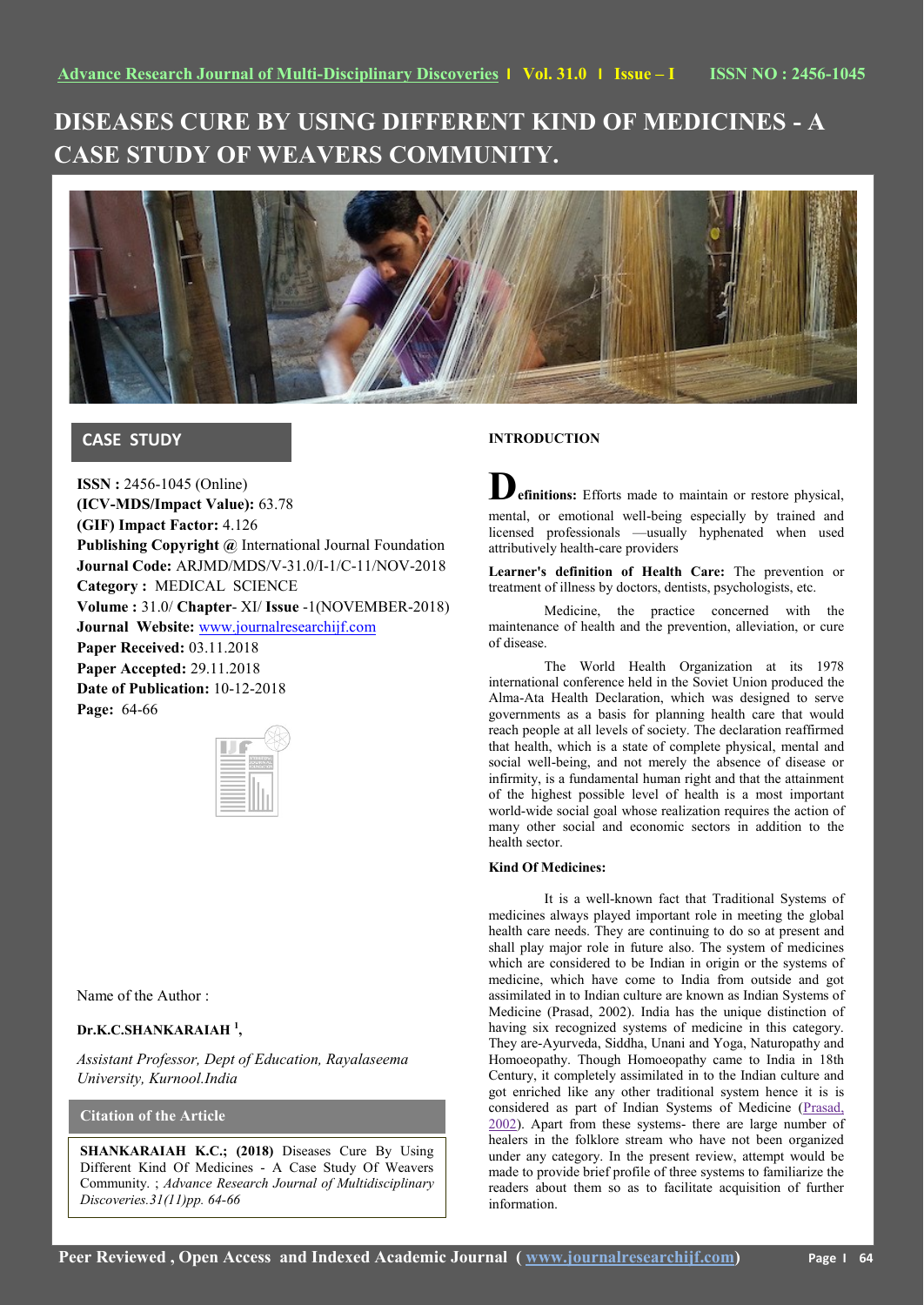# DISEASES CURE BY USING DIFFERENT KIND OF MEDICINES - A CASE STUDY OF WEAVERS COMMUNITY.

## CASE STUDY

**ISSN :** 2456-1045 (Online)
**(ICV-MDS/Impact Value):** 63.78
**(GIF) Impact Factor:** 4.126
**Publishing Copyright @** International Journal Foundation
**Journal Code:** ARJMD/MDS/V-31.0/I-1/C-11/NOV-2018
**Category :** MEDICAL SCIENCE
**Volume :** 31.0/ **Chapter**- XI/ **Issue** -1(NOVEMBER-2018)
**Journal Website:** www.journalresearchijf.com
**Paper Received:** 03.11.2018
**Paper Accepted:** 29.11.2018
**Date of Publication:** 10-12-2018
**Page:** 64-66

Name of the Author :

**Dr.K.C.SHANKARAIAH** [1],

*Assistant Professor, Dept of Education, Rayalaseema University, Kurnool.India*

### Citation of the Article

**SHANKARAIAH K.C.; (2018)** Diseases Cure By Using Different Kind Of Medicines - A Case Study Of Weavers Community. ; *Advance Research Journal of Multidisciplinary Discoveries.31(11)pp. 64-66*

## INTRODUCTION

**Definitions:** Efforts made to maintain or restore physical, mental, or emotional well-being especially by trained and licensed professionals —usually hyphenated when used attributively health-care providers

**Learner's definition of Health Care:** The prevention or treatment of illness by doctors, dentists, psychologists, etc.

Medicine, the practice concerned with the maintenance of health and the prevention, alleviation, or cure of disease.

The World Health Organization at its 1978 international conference held in the Soviet Union produced the Alma-Ata Health Declaration, which was designed to serve governments as a basis for planning health care that would reach people at all levels of society. The declaration reaffirmed that health, which is a state of complete physical, mental and social well-being, and not merely the absence of disease or infirmity, is a fundamental human right and that the attainment of the highest possible level of health is a most important world-wide social goal whose realization requires the action of many other social and economic sectors in addition to the health sector.

### Kind Of Medicines:

It is a well-known fact that Traditional Systems of medicines always played important role in meeting the global health care needs. They are continuing to do so at present and shall play major role in future also. The system of medicines which are considered to be Indian in origin or the systems of medicine, which have come to India from outside and got assimilated in to Indian culture are known as Indian Systems of Medicine (Prasad, 2002). India has the unique distinction of having six recognized systems of medicine in this category. They are-Ayurveda, Siddha, Unani and Yoga, Naturopathy and Homoeopathy. Though Homoeopathy came to India in 18th Century, it completely assimilated in to the Indian culture and got enriched like any other traditional system hence it is is considered as part of Indian Systems of Medicine (Prasad, 2002). Apart from these systems- there are large number of healers in the folklore stream who have not been organized under any category. In the present review, attempt would be made to provide brief profile of three systems to familiarize the readers about them so as to facilitate acquisition of further information.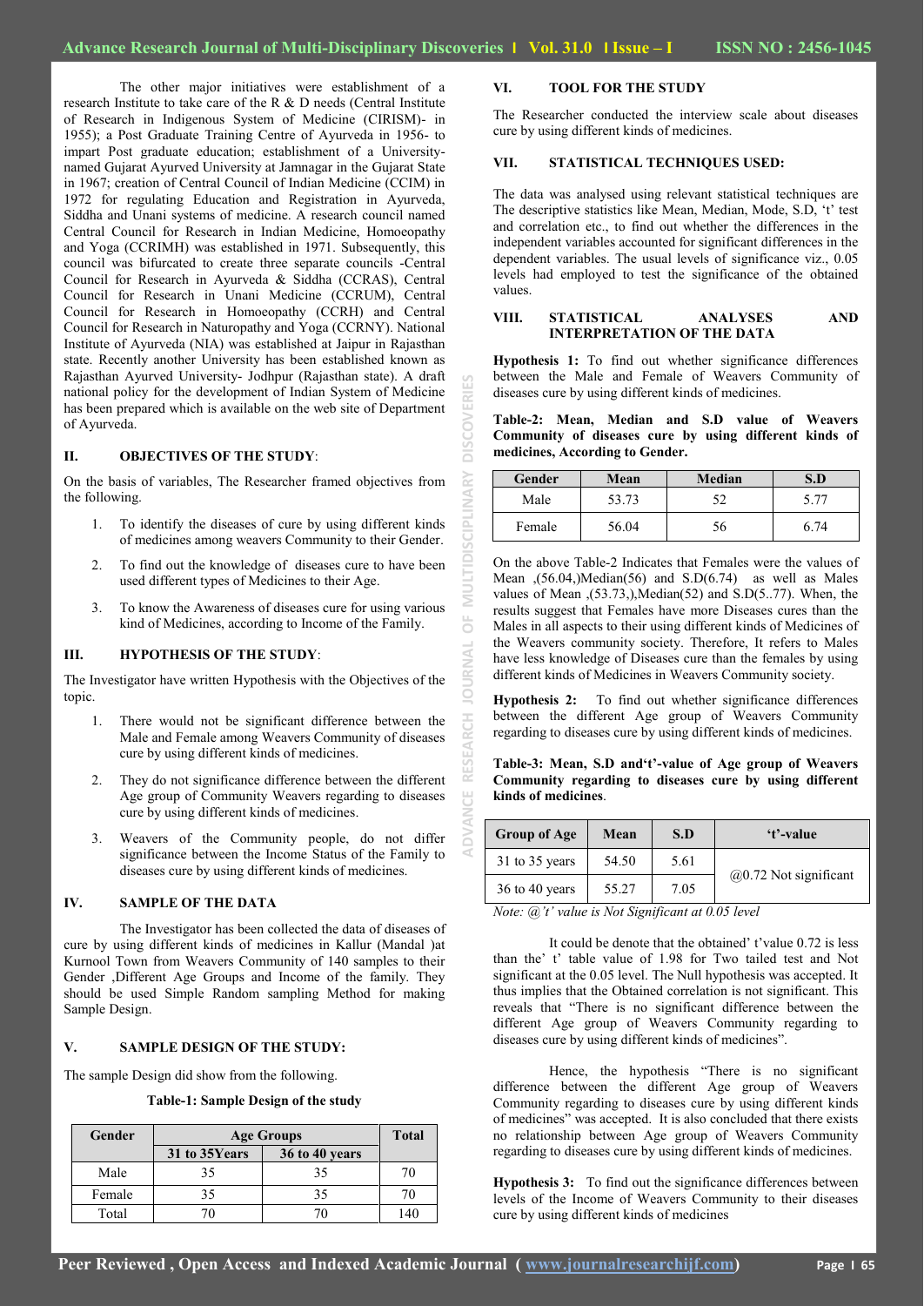The other major initiatives were establishment of a research Institute to take care of the R & D needs (Central Institute of Research in Indigenous System of Medicine (CIRISM)- in 1955); a Post Graduate Training Centre of Ayurveda in 1956- to impart Post graduate education; establishment of a University-named Gujarat Ayurved University at Jamnagar in the Gujarat State in 1967; creation of Central Council of Indian Medicine (CCIM) in 1972 for regulating Education and Registration in Ayurveda, Siddha and Unani systems of medicine. A research council named Central Council for Research in Indian Medicine, Homoeopathy and Yoga (CCRIMH) was established in 1971. Subsequently, this council was bifurcated to create three separate councils -Central Council for Research in Ayurveda & Siddha (CCRAS), Central Council for Research in Unani Medicine (CCRUM), Central Council for Research in Homoeopathy (CCRH) and Central Council for Research in Naturopathy and Yoga (CCRNY). National Institute of Ayurveda (NIA) was established at Jaipur in Rajasthan state. Recently another University has been established known as Rajasthan Ayurved University- Jodhpur (Rajasthan state). A draft national policy for the development of Indian System of Medicine has been prepared which is available on the web site of Department of Ayurveda.

## II. OBJECTIVES OF THE STUDY:

On the basis of variables, The Researcher framed objectives from the following.

1. To identify the diseases of cure by using different kinds of medicines among weavers Community to their Gender.
2. To find out the knowledge of diseases cure to have been used different types of Medicines to their Age.
3. To know the Awareness of diseases cure for using various kind of Medicines, according to Income of the Family.

## III. HYPOTHESIS OF THE STUDY:

The Investigator have written Hypothesis with the Objectives of the topic.

1. There would not be significant difference between the Male and Female among Weavers Community of diseases cure by using different kinds of medicines.
2. They do not significance difference between the different Age group of Community Weavers regarding to diseases cure by using different kinds of medicines.
3. Weavers of the Community people, do not differ significance between the Income Status of the Family to diseases cure by using different kinds of medicines.

## IV. SAMPLE OF THE DATA

The Investigator has been collected the data of diseases of cure by using different kinds of medicines in Kallur (Mandal )at Kurnool Town from Weavers Community of 140 samples to their Gender ,Different Age Groups and Income of the family. They should be used Simple Random sampling Method for making Sample Design.

## V. SAMPLE DESIGN OF THE STUDY:

The sample Design did show from the following.

**Table-1: Sample Design of the study**

| Gender | Age Groups | | Total |
|---|---|---|---|
| | 31 to 35Years | 36 to 40 years | |
| Male | 35 | 35 | 70 |
| Female | 35 | 35 | 70 |
| Total | 70 | 70 | 140 |

## VI. TOOL FOR THE STUDY

The Researcher conducted the interview scale about diseases cure by using different kinds of medicines.

## VII. STATISTICAL TECHNIQUES USED:

The data was analysed using relevant statistical techniques are The descriptive statistics like Mean, Median, Mode, S.D, 't' test and correlation etc., to find out whether the differences in the independent variables accounted for significant differences in the dependent variables. The usual levels of significance viz., 0.05 levels had employed to test the significance of the obtained values.

## VIII. STATISTICAL ANALYSES AND INTERPRETATION OF THE DATA

**Hypothesis 1:** To find out whether significance differences between the Male and Female of Weavers Community of diseases cure by using different kinds of medicines.

**Table-2: Mean, Median and S.D value of Weavers Community of diseases cure by using different kinds of medicines, According to Gender.**

| Gender | Mean | Median | S.D |
|---|---|---|---|
| Male | 53.73 | 52 | 5.77 |
| Female | 56.04 | 56 | 6.74 |

On the above Table-2 Indicates that Females were the values of Mean ,(56.04,)Median(56) and S.D(6.74) as well as Males values of Mean ,(53.73,),Median(52) and S.D(5..77). When, the results suggest that Females have more Diseases cures than the Males in all aspects to their using different kinds of Medicines of the Weavers community society. Therefore, It refers to Males have less knowledge of Diseases cure than the females by using different kinds of Medicines in Weavers Community society.

**Hypothesis 2:** To find out whether significance differences between the different Age group of Weavers Community regarding to diseases cure by using different kinds of medicines.

**Table-3: Mean, S.D and't'-value of Age group of Weavers Community regarding to diseases cure by using different kinds of medicines.**

| Group of Age | Mean | S.D | 't'-value |
|---|---|---|---|
| 31 to 35 years | 54.50 | 5.61 | @0.72 Not significant |
| 36 to 40 years | 55.27 | 7.05 | |

*Note: @'t' value is Not Significant at 0.05 level*

It could be denote that the obtained' t'value 0.72 is less than the' t' table value of 1.98 for Two tailed test and Not significant at the 0.05 level. The Null hypothesis was accepted. It thus implies that the Obtained correlation is not significant. This reveals that "There is no significant difference between the different Age group of Weavers Community regarding to diseases cure by using different kinds of medicines".

Hence, the hypothesis "There is no significant difference between the different Age group of Weavers Community regarding to diseases cure by using different kinds of medicines" was accepted. It is also concluded that there exists no relationship between Age group of Weavers Community regarding to diseases cure by using different kinds of medicines.

**Hypothesis 3:** To find out the significance differences between levels of the Income of Weavers Community to their diseases cure by using different kinds of medicines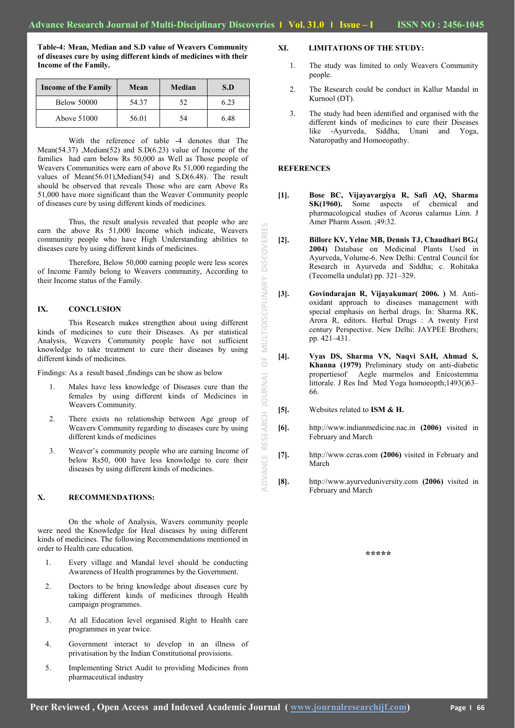**Table-4: Mean, Median and S.D value of Weavers Community of diseases cure by using different kinds of medicines with their Income of the Family.**

| Income of the Family | Mean | Median | S.D |
|---|---|---|---|
| Below 50000 | 54.37 | 52 | 6.23 |
| Above 51000 | 56.01 | 54 | 6.48 |

With the reference of table -4 denotes that The Mean(54.37) ,Median(52) and S.D(6.23) value of Income of the families had earn below Rs 50,000 as Well as Those people of Weavers Communities were earn of above Rs 51,000 regarding the values of Mean(56.01),Median(54) and S.D(6.48). The result should be observed that reveals Those who are earn Above Rs 51,000 have more significant than the Weaver Community people of diseases cure by using different kinds of medicines.

Thus, the result analysis revealed that people who are earn the above Rs 51,000 Income which indicate, Weavers community people who have High Understanding abilities to diseases cure by using different kinds of medicines.

Therefore, Below 50,000 earning people were less scores of Income Family belong to Weavers community, According to their Income status of the Family.

## IX. CONCLUSION

This Research makes strengthen about using different kinds of medicines to cure their Diseases. As per statistical Analysis, Weavers Community people have not sufficient knowledge to take treatment to cure their diseases by using different kinds of medicines.

Findings: As a result based ,findings can be show as below

1. Males have less knowledge of Diseases cure than the females by using different kinds of Medicines in Weavers Community.
2. There exists no relationship between Age group of Weavers Community regarding to diseases cure by using different kinds of medicines
3. Weaver's community people who are earning Income of below Rs50, 000 have less knowledge to cure their diseases by using different kinds of medicines.

## X. RECOMMENDATIONS:

On the whole of Analysis, Wavers community people were need the Knowledge for Heal diseases by using different kinds of medicines. The following Recommendations mentioned in order to Health care education.

1. Every village and Mandal level should be conducting Awareness of Health programmes by the Government.
2. Doctors to be bring knowledge about diseases cure by taking different kinds of medicines through Health campaign programmes.
3. At all Education level organised Right to Health care programmes in year twice.
4. Government interact to develop in an illness of privatisation by the Indian Constitutional provisions.
5. Implementing Strict Audit to providing Medicines from pharmaceutical industry

## XI. LIMITATIONS OF THE STUDY:

1. The study was limited to only Weavers Community people.
2. The Research could be conduct in Kallur Mandal in Kurnool (DT).
3. The study had been identified and organised with the different kinds of medicines to cure their Diseases like -Ayurveda, Siddha, Unani and Yoga, Naturopathy and Homoeopathy.

## REFERENCES

[1]. **Bose BC, Vijayavargiya R, Safi AQ, Sharma SK(1960).** Some aspects of chemical and pharmacological studies of Acorus calamus Linn. J Amer Pharm Asson. ;49:32.

[2]. **Billore KV, Yelne MB, Dennis TJ, Chaudhari BG.( 2004)** Database on Medicinal Plants Used in Ayurveda, Volume-6. New Delhi: Central Council for Research in Ayurveda and Siddha; c. Rohitaka (Tecomella undulat) pp. 321–329.

[3]. **Govindarajan R, Vijayakumar( 2006. )** M. Anti-oxidant approach to diseases management with special emphasis on herbal drugs. In: Sharma RK, Arora R, editors. Herbal Drugs : A twenty First century Perspective. New Delhi: JAYPEE Brothers; pp. 421–431.

[4]. **Vyas DS, Sharma VN, Naqvi SAH, Ahmad S, Khanna (1979)** Preliminary study on anti-diabetic propertiesof Aegle marmelos and Enicostemma littorale. J Res Ind Med Yoga homoeopth;1493()63–66.

[5]. Websites related to **ISM & H.**

[6]. http://www.indianmedicine.nac.in **(2006)** visited in February and March

[7]. http://www.ccras.com **(2006)** visited in February and March

[8]. http://www.ayurveduniversity.com **(2006)** visited in February and March

*****